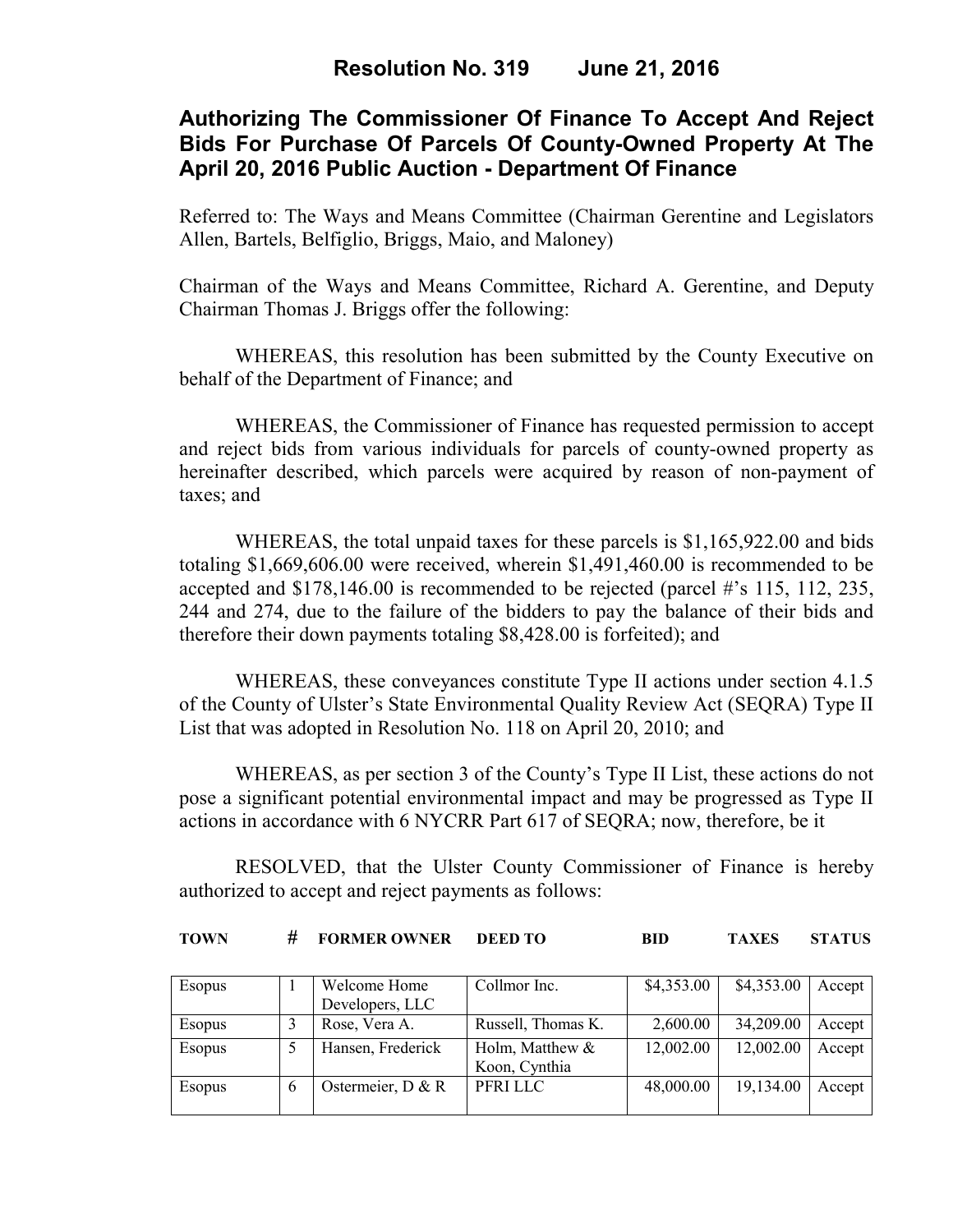# Resolution No. 319 June 21, 2016

## Authorizing The Commissioner Of Finance To Accept And Reject Bids For Purchase Of Parcels Of County-Owned Property At The April 20, 2016 Public Auction - Department Of Finance

Referred to: The Ways and Means Committee (Chairman Gerentine and Legislators Allen, Bartels, Belfiglio, Briggs, Maio, and Maloney)

Chairman of the Ways and Means Committee, Richard A. Gerentine, and Deputy Chairman Thomas J. Briggs offer the following:

WHEREAS, this resolution has been submitted by the County Executive on behalf of the Department of Finance; and

WHEREAS, the Commissioner of Finance has requested permission to accept and reject bids from various individuals for parcels of county-owned property as hereinafter described, which parcels were acquired by reason of non-payment of taxes; and

WHEREAS, the total unpaid taxes for these parcels is $1,165,922.00 and bids totaling $1,669,606.00 were received, wherein $1,491,460.00 is recommended to be accepted and $178,146.00 is recommended to be rejected (parcel #'s 115, 112, 235, 244 and 274, due to the failure of the bidders to pay the balance of their bids and therefore their down payments totaling $8,428.00 is forfeited); and

WHEREAS, these conveyances constitute Type II actions under section 4.1.5 of the County of Ulster's State Environmental Quality Review Act (SEQRA) Type II List that was adopted in Resolution No. 118 on April 20, 2010; and

WHEREAS, as per section 3 of the County's Type II List, these actions do not pose a significant potential environmental impact and may be progressed as Type II actions in accordance with 6 NYCRR Part 617 of SEQRA; now, therefore, be it

RESOLVED, that the Ulster County Commissioner of Finance is hereby authorized to accept and reject payments as follows:

| TOWN | # | FORMER OWNER | DEED TO | BID | TAXES | STATUS |
|---|---|---|---|---|---|---|
| Esopus | 1 | Welcome Home Developers, LLC | Collmor Inc. | $4,353.00 | $4,353.00 | Accept |
| Esopus | 3 | Rose, Vera A. | Russell, Thomas K. | 2,600.00 | 34,209.00 | Accept |
| Esopus | 5 | Hansen, Frederick | Holm, Matthew & Koon, Cynthia | 12,002.00 | 12,002.00 | Accept |
| Esopus | 6 | Ostermeier, D & R | PFRI LLC | 48,000.00 | 19,134.00 | Accept |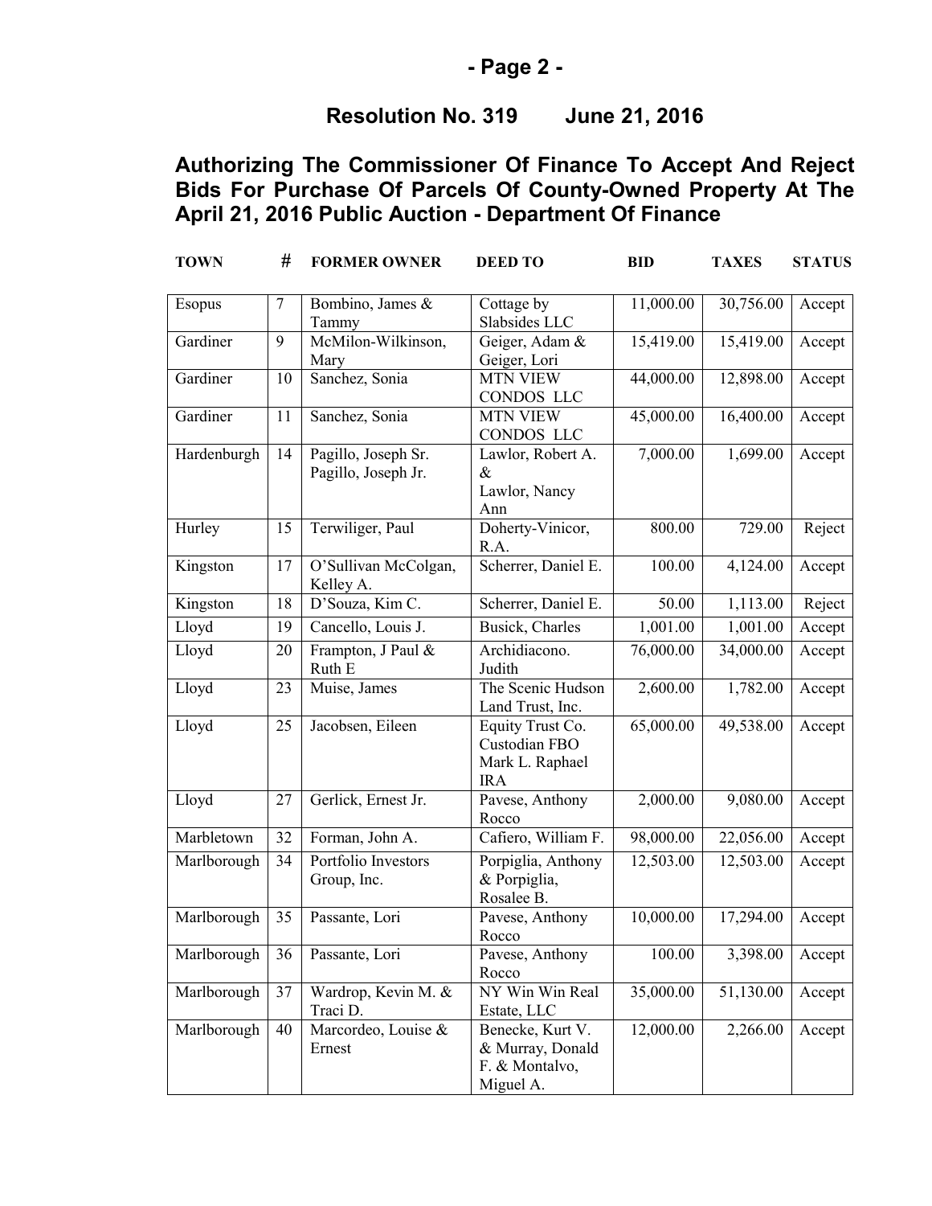## Resolution No. 319 June 21, 2016

## Authorizing The Commissioner Of Finance To Accept And Reject Bids For Purchase Of Parcels Of County-Owned Property At The April 21, 2016 Public Auction - Department Of Finance

| TOWN | # | FORMER OWNER | DEED TO | BID | TAXES | STATUS |
|---|---|---|---|---|---|---|
| Esopus | 7 | Bombino, James & Tammy | Cottage by Slabsides LLC | 11,000.00 | 30,756.00 | Accept |
| Gardiner | 9 | McMilon-Wilkinson, Mary | Geiger, Adam & Geiger, Lori | 15,419.00 | 15,419.00 | Accept |
| Gardiner | 10 | Sanchez, Sonia | MTN VIEW CONDOS LLC | 44,000.00 | 12,898.00 | Accept |
| Gardiner | 11 | Sanchez, Sonia | MTN VIEW CONDOS LLC | 45,000.00 | 16,400.00 | Accept |
| Hardenburgh | 14 | Pagillo, Joseph Sr. Pagillo, Joseph Jr. | Lawlor, Robert A. & Lawlor, Nancy Ann | 7,000.00 | 1,699.00 | Accept |
| Hurley | 15 | Terwiliger, Paul | Doherty-Vinicor, R.A. | 800.00 | 729.00 | Reject |
| Kingston | 17 | O'Sullivan McColgan, Kelley A. | Scherrer, Daniel E. | 100.00 | 4,124.00 | Accept |
| Kingston | 18 | D'Souza, Kim C. | Scherrer, Daniel E. | 50.00 | 1,113.00 | Reject |
| Lloyd | 19 | Cancello, Louis J. | Busick, Charles | 1,001.00 | 1,001.00 | Accept |
| Lloyd | 20 | Frampton, J Paul & Ruth E | Archidiacono. Judith | 76,000.00 | 34,000.00 | Accept |
| Lloyd | 23 | Muise, James | The Scenic Hudson Land Trust, Inc. | 2,600.00 | 1,782.00 | Accept |
| Lloyd | 25 | Jacobsen, Eileen | Equity Trust Co. Custodian FBO Mark L. Raphael IRA | 65,000.00 | 49,538.00 | Accept |
| Lloyd | 27 | Gerlick, Ernest Jr. | Pavese, Anthony Rocco | 2,000.00 | 9,080.00 | Accept |
| Marbletown | 32 | Forman, John A. | Cafiero, William F. | 98,000.00 | 22,056.00 | Accept |
| Marlborough | 34 | Portfolio Investors Group, Inc. | Porpiglia, Anthony & Porpiglia, Rosalee B. | 12,503.00 | 12,503.00 | Accept |
| Marlborough | 35 | Passante, Lori | Pavese, Anthony Rocco | 10,000.00 | 17,294.00 | Accept |
| Marlborough | 36 | Passante, Lori | Pavese, Anthony Rocco | 100.00 | 3,398.00 | Accept |
| Marlborough | 37 | Wardrop, Kevin M. & Traci D. | NY Win Win Real Estate, LLC | 35,000.00 | 51,130.00 | Accept |
| Marlborough | 40 | Marcordeo, Louise & Ernest | Benecke, Kurt V. & Murray, Donald F. & Montalvo, Miguel A. | 12,000.00 | 2,266.00 | Accept |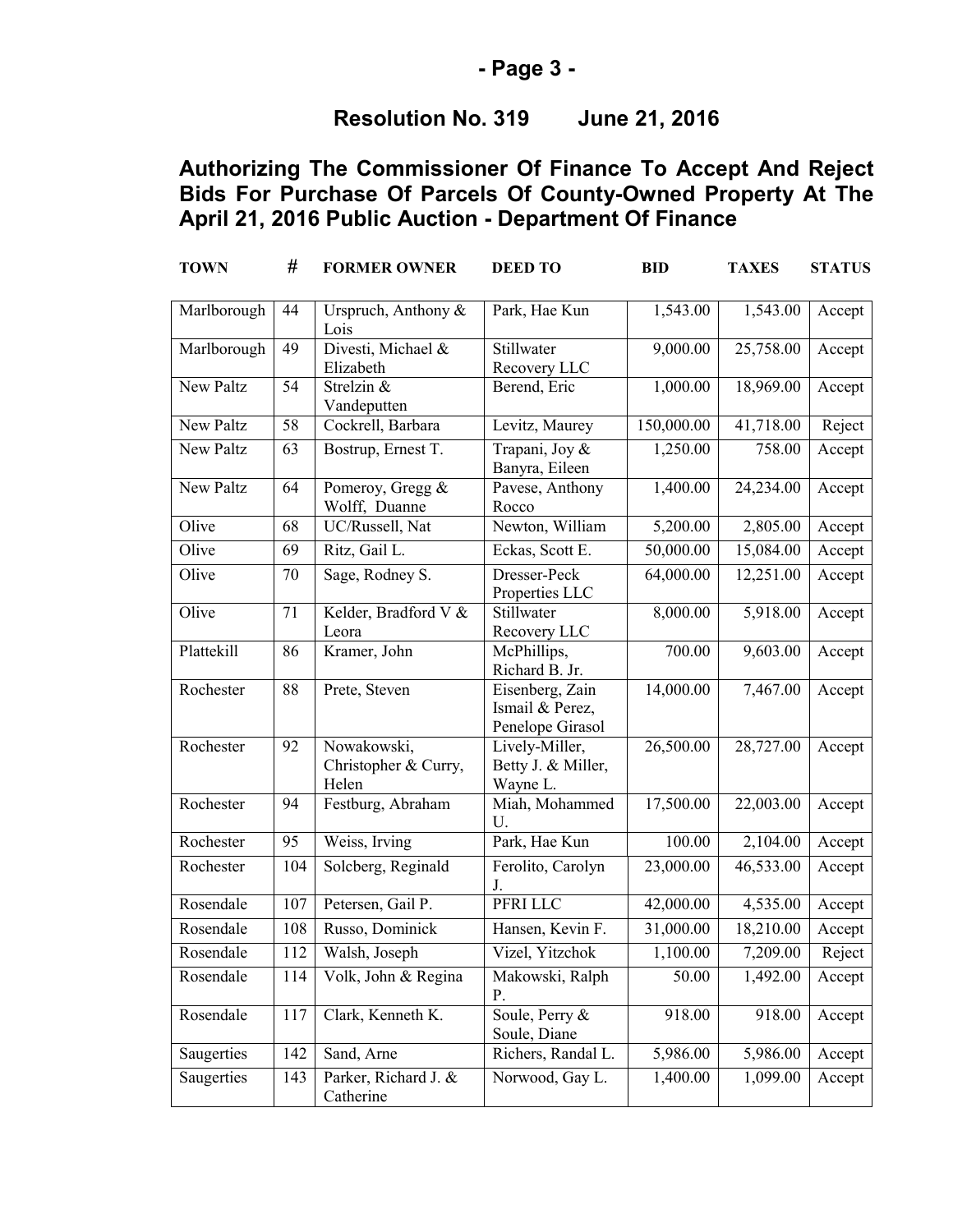## Resolution No. 319 June 21, 2016

## Authorizing The Commissioner Of Finance To Accept And Reject Bids For Purchase Of Parcels Of County-Owned Property At The April 21, 2016 Public Auction - Department Of Finance

| TOWN | # | FORMER OWNER | DEED TO | BID | TAXES | STATUS |
|---|---|---|---|---|---|---|
| Marlborough | 44 | Urspruch, Anthony & Lois | Park, Hae Kun | 1,543.00 | 1,543.00 | Accept |
| Marlborough | 49 | Divesti, Michael & Elizabeth | Stillwater Recovery LLC | 9,000.00 | 25,758.00 | Accept |
| New Paltz | 54 | Strelzin & Vandeputten | Berend, Eric | 1,000.00 | 18,969.00 | Accept |
| New Paltz | 58 | Cockrell, Barbara | Levitz, Maurey | 150,000.00 | 41,718.00 | Reject |
| New Paltz | 63 | Bostrup, Ernest T. | Trapani, Joy & Banyra, Eileen | 1,250.00 | 758.00 | Accept |
| New Paltz | 64 | Pomeroy, Gregg & Wolff, Duanne | Pavese, Anthony Rocco | 1,400.00 | 24,234.00 | Accept |
| Olive | 68 | UC/Russell, Nat | Newton, William | 5,200.00 | 2,805.00 | Accept |
| Olive | 69 | Ritz, Gail L. | Eckas, Scott E. | 50,000.00 | 15,084.00 | Accept |
| Olive | 70 | Sage, Rodney S. | Dresser-Peck Properties LLC | 64,000.00 | 12,251.00 | Accept |
| Olive | 71 | Kelder, Bradford V & Leora | Stillwater Recovery LLC | 8,000.00 | 5,918.00 | Accept |
| Plattekill | 86 | Kramer, John | McPhillips, Richard B. Jr. | 700.00 | 9,603.00 | Accept |
| Rochester | 88 | Prete, Steven | Eisenberg, Zain Ismail & Perez, Penelope Girasol | 14,000.00 | 7,467.00 | Accept |
| Rochester | 92 | Nowakowski, Christopher & Curry, Helen | Lively-Miller, Betty J. & Miller, Wayne L. | 26,500.00 | 28,727.00 | Accept |
| Rochester | 94 | Festburg, Abraham | Miah, Mohammed U. | 17,500.00 | 22,003.00 | Accept |
| Rochester | 95 | Weiss, Irving | Park, Hae Kun | 100.00 | 2,104.00 | Accept |
| Rochester | 104 | Solcberg, Reginald | Ferolito, Carolyn J. | 23,000.00 | 46,533.00 | Accept |
| Rosendale | 107 | Petersen, Gail P. | PFRI LLC | 42,000.00 | 4,535.00 | Accept |
| Rosendale | 108 | Russo, Dominick | Hansen, Kevin F. | 31,000.00 | 18,210.00 | Accept |
| Rosendale | 112 | Walsh, Joseph | Vizel, Yitzchok | 1,100.00 | 7,209.00 | Reject |
| Rosendale | 114 | Volk, John & Regina | Makowski, Ralph P. | 50.00 | 1,492.00 | Accept |
| Rosendale | 117 | Clark, Kenneth K. | Soule, Perry & Soule, Diane | 918.00 | 918.00 | Accept |
| Saugerties | 142 | Sand, Arne | Richers, Randal L. | 5,986.00 | 5,986.00 | Accept |
| Saugerties | 143 | Parker, Richard J. & Catherine | Norwood, Gay L. | 1,400.00 | 1,099.00 | Accept |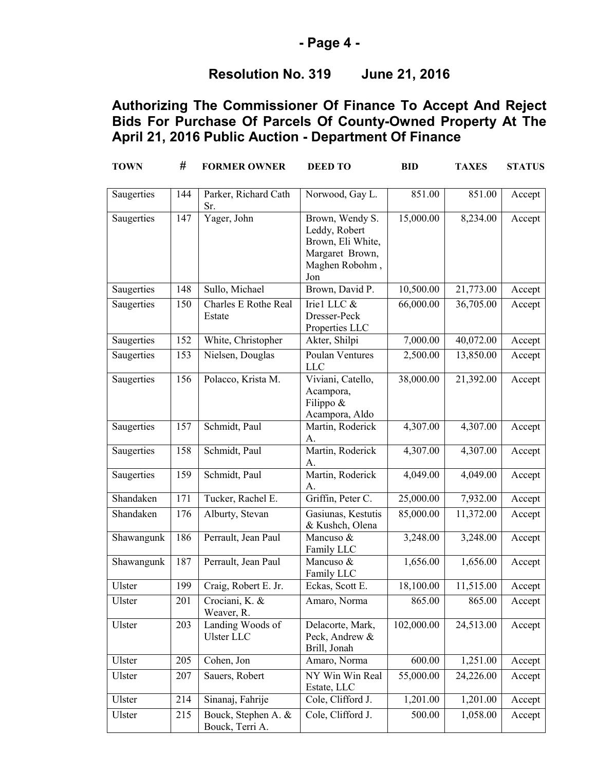## Resolution No. 319 June 21, 2016

## Authorizing The Commissioner Of Finance To Accept And Reject Bids For Purchase Of Parcels Of County-Owned Property At The April 21, 2016 Public Auction - Department Of Finance

| TOWN | # | FORMER OWNER | DEED TO | BID | TAXES | STATUS |
|---|---|---|---|---|---|---|
| Saugerties | 144 | Parker, Richard Cath Sr. | Norwood, Gay L. | 851.00 | 851.00 | Accept |
| Saugerties | 147 | Yager, John | Brown, Wendy S. Leddy, Robert Brown, Eli White, Margaret Brown, Maghen Robohm , Jon | 15,000.00 | 8,234.00 | Accept |
| Saugerties | 148 | Sullo, Michael | Brown, David P. | 10,500.00 | 21,773.00 | Accept |
| Saugerties | 150 | Charles E Rothe Real Estate | Irie1 LLC & Dresser-Peck Properties LLC | 66,000.00 | 36,705.00 | Accept |
| Saugerties | 152 | White, Christopher | Akter, Shilpi | 7,000.00 | 40,072.00 | Accept |
| Saugerties | 153 | Nielsen, Douglas | Poulan Ventures LLC | 2,500.00 | 13,850.00 | Accept |
| Saugerties | 156 | Polacco, Krista M. | Viviani, Catello, Acampora, Filippo & Acampora, Aldo | 38,000.00 | 21,392.00 | Accept |
| Saugerties | 157 | Schmidt, Paul | Martin, Roderick A. | 4,307.00 | 4,307.00 | Accept |
| Saugerties | 158 | Schmidt, Paul | Martin, Roderick A. | 4,307.00 | 4,307.00 | Accept |
| Saugerties | 159 | Schmidt, Paul | Martin, Roderick A. | 4,049.00 | 4,049.00 | Accept |
| Shandaken | 171 | Tucker, Rachel E. | Griffin, Peter C. | 25,000.00 | 7,932.00 | Accept |
| Shandaken | 176 | Alburty, Stevan | Gasiunas, Kestutis & Kushch, Olena | 85,000.00 | 11,372.00 | Accept |
| Shawangunk | 186 | Perrault, Jean Paul | Mancuso & Family LLC | 3,248.00 | 3,248.00 | Accept |
| Shawangunk | 187 | Perrault, Jean Paul | Mancuso & Family LLC | 1,656.00 | 1,656.00 | Accept |
| Ulster | 199 | Craig, Robert E. Jr. | Eckas, Scott E. | 18,100.00 | 11,515.00 | Accept |
| Ulster | 201 | Crociani, K. & Weaver, R. | Amaro, Norma | 865.00 | 865.00 | Accept |
| Ulster | 203 | Landing Woods of Ulster LLC | Delacorte, Mark, Peck, Andrew & Brill, Jonah | 102,000.00 | 24,513.00 | Accept |
| Ulster | 205 | Cohen, Jon | Amaro, Norma | 600.00 | 1,251.00 | Accept |
| Ulster | 207 | Sauers, Robert | NY Win Win Real Estate, LLC | 55,000.00 | 24,226.00 | Accept |
| Ulster | 214 | Sinanaj, Fahrije | Cole, Clifford J. | 1,201.00 | 1,201.00 | Accept |
| Ulster | 215 | Bouck, Stephen A. & Bouck, Terri A. | Cole, Clifford J. | 500.00 | 1,058.00 | Accept |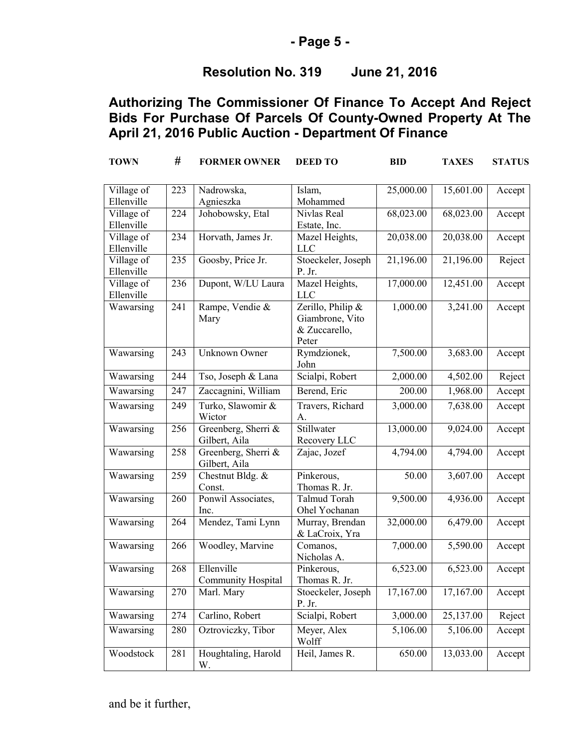## Resolution No. 319 June 21, 2016

## Authorizing The Commissioner Of Finance To Accept And Reject Bids For Purchase Of Parcels Of County-Owned Property At The April 21, 2016 Public Auction - Department Of Finance

| TOWN | # | FORMER OWNER | DEED TO | BID | TAXES | STATUS |
|---|---|---|---|---|---|---|
| Village of Ellenville | 223 | Nadrowska, Agnieszka | Islam, Mohammed | 25,000.00 | 15,601.00 | Accept |
| Village of Ellenville | 224 | Johobowsky, Etal | Nivlas Real Estate, Inc. | 68,023.00 | 68,023.00 | Accept |
| Village of Ellenville | 234 | Horvath, James Jr. | Mazel Heights, LLC | 20,038.00 | 20,038.00 | Accept |
| Village of Ellenville | 235 | Goosby, Price Jr. | Stoeckeler, Joseph P. Jr. | 21,196.00 | 21,196.00 | Reject |
| Village of Ellenville | 236 | Dupont, W/LU Laura | Mazel Heights, LLC | 17,000.00 | 12,451.00 | Accept |
| Wawarsing | 241 | Rampe, Vendie & Mary | Zerillo, Philip & Giambrone, Vito & Zuccarello, Peter | 1,000.00 | 3,241.00 | Accept |
| Wawarsing | 243 | Unknown Owner | Rymdzionek, John | 7,500.00 | 3,683.00 | Accept |
| Wawarsing | 244 | Tso, Joseph & Lana | Scialpi, Robert | 2,000.00 | 4,502.00 | Reject |
| Wawarsing | 247 | Zaccagnini, William | Berend, Eric | 200.00 | 1,968.00 | Accept |
| Wawarsing | 249 | Turko, Slawomir & Wictor | Travers, Richard A. | 3,000.00 | 7,638.00 | Accept |
| Wawarsing | 256 | Greenberg, Sherri & Gilbert, Aila | Stillwater Recovery LLC | 13,000.00 | 9,024.00 | Accept |
| Wawarsing | 258 | Greenberg, Sherri & Gilbert, Aila | Zajac, Jozef | 4,794.00 | 4,794.00 | Accept |
| Wawarsing | 259 | Chestnut Bldg. & Const. | Pinkerous, Thomas R. Jr. | 50.00 | 3,607.00 | Accept |
| Wawarsing | 260 | Ponwil Associates, Inc. | Talmud Torah Ohel Yochanan | 9,500.00 | 4,936.00 | Accept |
| Wawarsing | 264 | Mendez, Tami Lynn | Murray, Brendan & LaCroix, Yra | 32,000.00 | 6,479.00 | Accept |
| Wawarsing | 266 | Woodley, Marvine | Comanos, Nicholas A. | 7,000.00 | 5,590.00 | Accept |
| Wawarsing | 268 | Ellenville Community Hospital | Pinkerous, Thomas R. Jr. | 6,523.00 | 6,523.00 | Accept |
| Wawarsing | 270 | Marl. Mary | Stoeckeler, Joseph P. Jr. | 17,167.00 | 17,167.00 | Accept |
| Wawarsing | 274 | Carlino, Robert | Scialpi, Robert | 3,000.00 | 25,137.00 | Reject |
| Wawarsing | 280 | Oztroviczky, Tibor | Meyer, Alex Wolff | 5,106.00 | 5,106.00 | Accept |
| Woodstock | 281 | Houghtaling, Harold W. | Heil, James R. | 650.00 | 13,033.00 | Accept |

and be it further,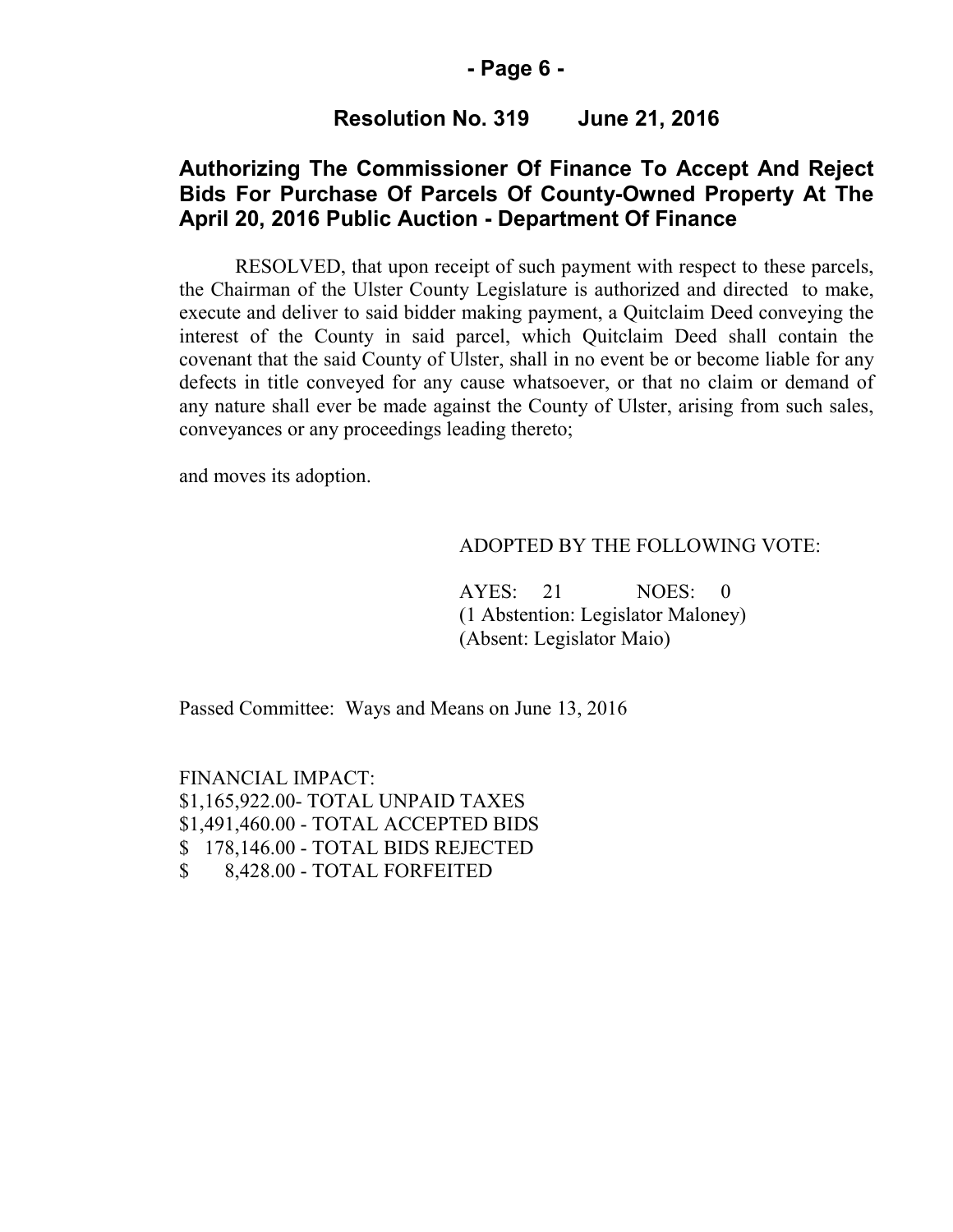**Resolution No. 319 June 21, 2016**

## Authorizing The Commissioner Of Finance To Accept And Reject Bids For Purchase Of Parcels Of County-Owned Property At The April 20, 2016 Public Auction - Department Of Finance

RESOLVED, that upon receipt of such payment with respect to these parcels, the Chairman of the Ulster County Legislature is authorized and directed to make, execute and deliver to said bidder making payment, a Quitclaim Deed conveying the interest of the County in said parcel, which Quitclaim Deed shall contain the covenant that the said County of Ulster, shall in no event be or become liable for any defects in title conveyed for any cause whatsoever, or that no claim or demand of any nature shall ever be made against the County of Ulster, arising from such sales, conveyances or any proceedings leading thereto;

and moves its adoption.

ADOPTED BY THE FOLLOWING VOTE:

AYES: 21 NOES: 0
(1 Abstention: Legislator Maloney)
(Absent: Legislator Maio)

Passed Committee: Ways and Means on June 13, 2016

FINANCIAL IMPACT:
$1,165,922.00- TOTAL UNPAID TAXES
$1,491,460.00 - TOTAL ACCEPTED BIDS
$ 178,146.00 - TOTAL BIDS REJECTED
$ 8,428.00 - TOTAL FORFEITED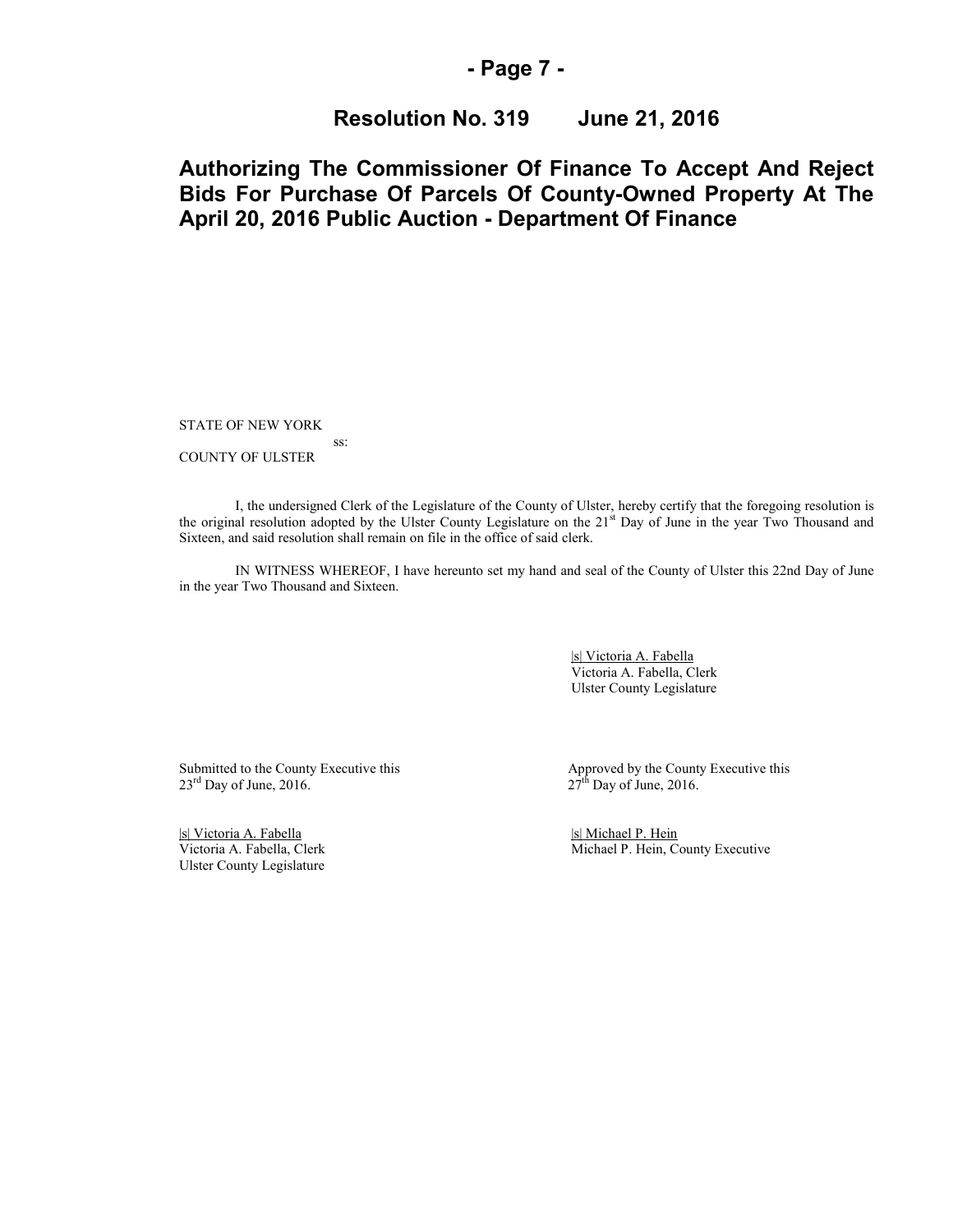## Resolution No. 319 June 21, 2016

# Authorizing The Commissioner Of Finance To Accept And Reject Bids For Purchase Of Parcels Of County-Owned Property At The April 20, 2016 Public Auction - Department Of Finance

STATE OF NEW YORK
ss:
COUNTY OF ULSTER

I, the undersigned Clerk of the Legislature of the County of Ulster, hereby certify that the foregoing resolution is the original resolution adopted by the Ulster County Legislature on the 21st Day of June in the year Two Thousand and Sixteen, and said resolution shall remain on file in the office of said clerk.

IN WITNESS WHEREOF, I have hereunto set my hand and seal of the County of Ulster this 22nd Day of June in the year Two Thousand and Sixteen.

|s| Victoria A. Fabella
Victoria A. Fabella, Clerk
Ulster County Legislature

Submitted to the County Executive this 23rd Day of June, 2016.

|s| Victoria A. Fabella
Victoria A. Fabella, Clerk
Ulster County Legislature

Approved by the County Executive this 27th Day of June, 2016.

|s| Michael P. Hein
Michael P. Hein, County Executive